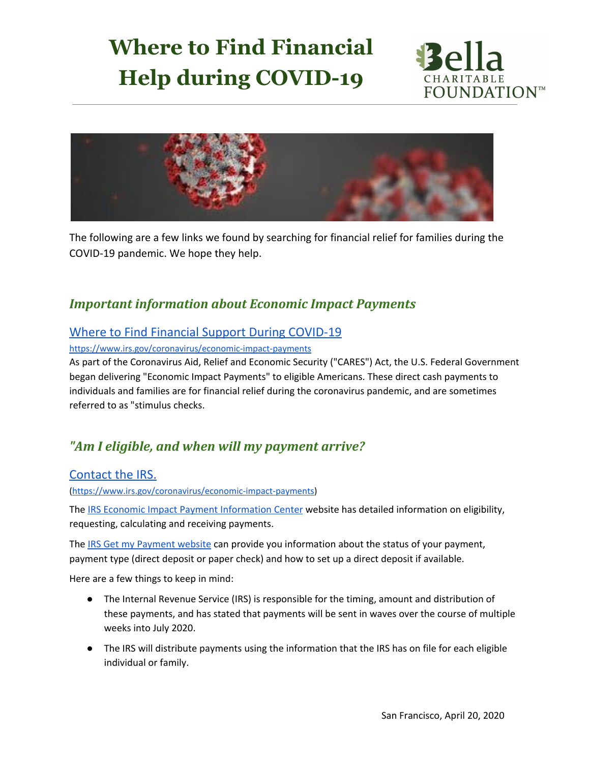# Where to Find Financial Help during COVID-19

The following are a few links we found by searching for financial relief for families during the COVID-19 pandemic. We hope they help.

## *Important information about Economic Impact Payments*

### [Where to Find Financial Support During COVID-19](https://www.irs.gov/coronavirus/economic-impact-payments)

https://www.irs.gov/coronavirus/economic-impact-payments

As part of the Coronavirus Aid, Relief and Economic Security ("CARES") Act, the U.S. Federal Government began delivering "Economic Impact Payments" to eligible Americans. These direct cash payments to individuals and families are for financial relief during the coronavirus pandemic, and are sometimes referred to as "stimulus checks.

## *"Am I eligible, and when will my payment arrive?*

### [Contact the IRS.](https://www.irs.gov/coronavirus/economic-impact-payments)

(https://www.irs.gov/coronavirus/economic-impact-payments)

The IRS Economic Impact Payment Information Center website has detailed information on eligibility, requesting, calculating and receiving payments.

The IRS Get my Payment website can provide you information about the status of your payment, payment type (direct deposit or paper check) and how to set up a direct deposit if available.

Here are a few things to keep in mind:

- The Internal Revenue Service (IRS) is responsible for the timing, amount and distribution of these payments, and has stated that payments will be sent in waves over the course of multiple weeks into July 2020.
- The IRS will distribute payments using the information that the IRS has on file for each eligible individual or family.

San Francisco, April 20, 2020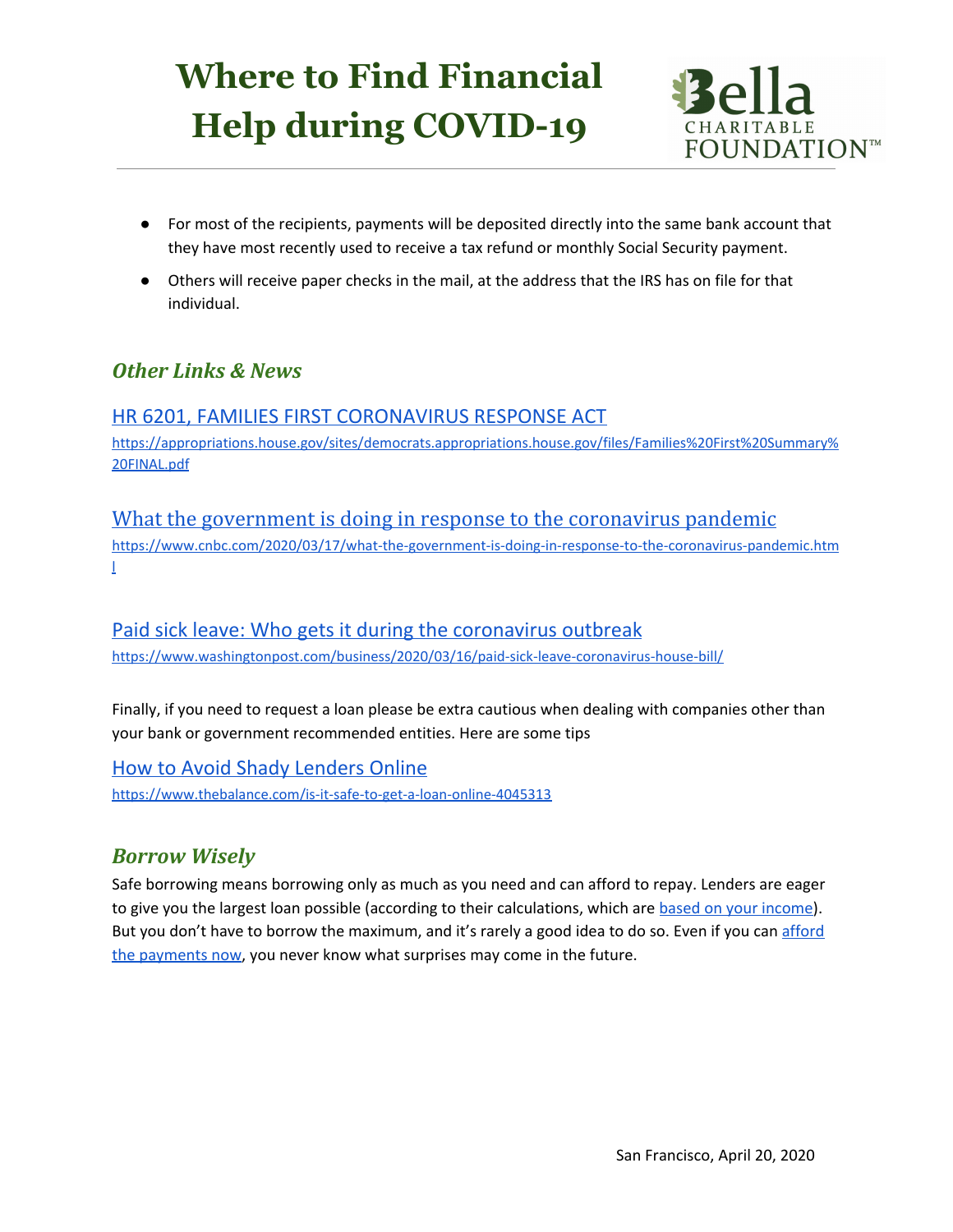- For most of the recipients, payments will be deposited directly into the same bank account that they have most recently used to receive a tax refund or monthly Social Security payment.
- Others will receive paper checks in the mail, at the address that the IRS has on file for that individual.

## *Other Links & News*

[HR 6201, FAMILIES FIRST CORONAVIRUS RESPONSE ACT](https://appropriations.house.gov/sites/democrats.appropriations.house.gov/files/Families%20First%20Summary%20FINAL.pdf)
https://appropriations.house.gov/sites/democrats.appropriations.house.gov/files/Families%20First%20Summary%20FINAL.pdf

[What the government is doing in response to the coronavirus pandemic](https://www.cnbc.com/2020/03/17/what-the-government-is-doing-in-response-to-the-coronavirus-pandemic.html)
https://www.cnbc.com/2020/03/17/what-the-government-is-doing-in-response-to-the-coronavirus-pandemic.html

[Paid sick leave: Who gets it during the coronavirus outbreak](https://www.washingtonpost.com/business/2020/03/16/paid-sick-leave-coronavirus-house-bill/)
https://www.washingtonpost.com/business/2020/03/16/paid-sick-leave-coronavirus-house-bill/

Finally, if you need to request a loan please be extra cautious when dealing with companies other than your bank or government recommended entities. Here are some tips

[How to Avoid Shady Lenders Online](https://www.thebalance.com/is-it-safe-to-get-a-loan-online-4045313)
https://www.thebalance.com/is-it-safe-to-get-a-loan-online-4045313

## *Borrow Wisely*

Safe borrowing means borrowing only as much as you need and can afford to repay. Lenders are eager to give you the largest loan possible (according to their calculations, which are based on your income). But you don't have to borrow the maximum, and it's rarely a good idea to do so. Even if you can afford the payments now, you never know what surprises may come in the future.

San Francisco, April 20, 2020